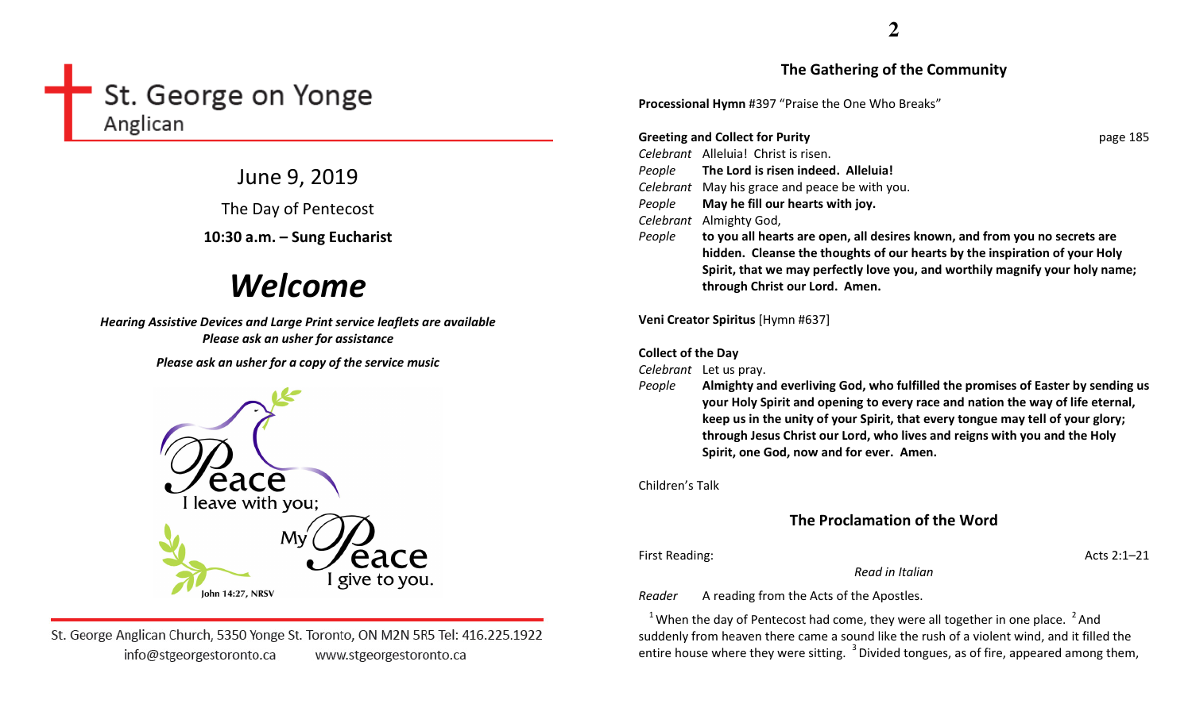# St. George on Yonge
Anglican

June 9, 2019

The Day of Pentecost

**10:30 a.m. – Sung Eucharist**

## *Welcome*

***Hearing Assistive Devices and Large Print service leaflets are available***
***Please ask an usher for assistance***

***Please ask an usher for a copy of the service music***

Peace I leave with you; My Peace I give to you.
John 14:27, NRSV

St. George Anglican Church, 5350 Yonge St. Toronto, ON M2N 5R5 Tel: 416.225.1922
info@stgeorgestoronto.ca www.stgeorgestoronto.ca

## The Gathering of the Community

**Processional Hymn** #397 "Praise the One Who Breaks"

**Greeting and Collect for Purity** page 185

*Celebrant* Alleluia! Christ is risen.
*People* **The Lord is risen indeed. Alleluia!**
*Celebrant* May his grace and peace be with you.
*People* **May he fill our hearts with joy.**
*Celebrant* Almighty God,
*People* **to you all hearts are open, all desires known, and from you no secrets are hidden. Cleanse the thoughts of our hearts by the inspiration of your Holy Spirit, that we may perfectly love you, and worthily magnify your holy name; through Christ our Lord. Amen.**

**Veni Creator Spiritus** [Hymn #637]

**Collect of the Day**

*Celebrant* Let us pray.
*People* **Almighty and everliving God, who fulfilled the promises of Easter by sending us your Holy Spirit and opening to every race and nation the way of life eternal, keep us in the unity of your Spirit, that every tongue may tell of your glory; through Jesus Christ our Lord, who lives and reigns with you and the Holy Spirit, one God, now and for ever. Amen.**

Children's Talk

## The Proclamation of the Word

First Reading: Acts 2:1–21

*Read in Italian*

*Reader* A reading from the Acts of the Apostles.

[1] When the day of Pentecost had come, they were all together in one place. [2] And suddenly from heaven there came a sound like the rush of a violent wind, and it filled the entire house where they were sitting. [3] Divided tongues, as of fire, appeared among them,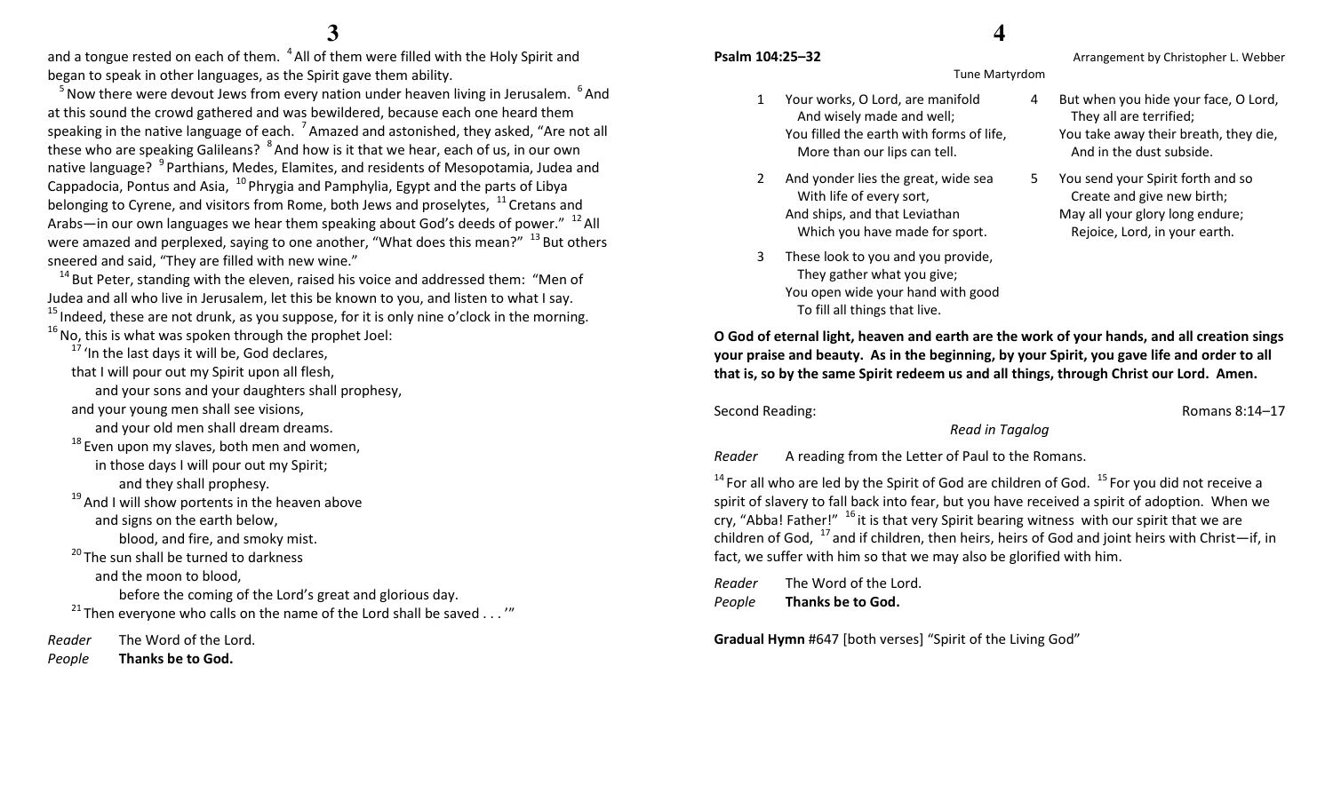and a tongue rested on each of them. [4] All of them were filled with the Holy Spirit and began to speak in other languages, as the Spirit gave them ability.

[5] Now there were devout Jews from every nation under heaven living in Jerusalem. [6] And at this sound the crowd gathered and was bewildered, because each one heard them speaking in the native language of each. [7] Amazed and astonished, they asked, "Are not all these who are speaking Galileans? [8] And how is it that we hear, each of us, in our own native language? [9] Parthians, Medes, Elamites, and residents of Mesopotamia, Judea and Cappadocia, Pontus and Asia, [10] Phrygia and Pamphylia, Egypt and the parts of Libya belonging to Cyrene, and visitors from Rome, both Jews and proselytes, [11] Cretans and Arabs—in our own languages we hear them speaking about God's deeds of power." [12] All were amazed and perplexed, saying to one another, "What does this mean?" [13] But others sneered and said, "They are filled with new wine."

[14] But Peter, standing with the eleven, raised his voice and addressed them: "Men of Judea and all who live in Jerusalem, let this be known to you, and listen to what I say. [15] Indeed, these are not drunk, as you suppose, for it is only nine o'clock in the morning. [16] No, this is what was spoken through the prophet Joel:

[17] 'In the last days it will be, God declares,
that I will pour out my Spirit upon all flesh,
and your sons and your daughters shall prophesy,
and your young men shall see visions,
and your old men shall dream dreams.
[18] Even upon my slaves, both men and women,
in those days I will pour out my Spirit;
and they shall prophesy.
[19] And I will show portents in the heaven above
and signs on the earth below,
blood, and fire, and smoky mist.
[20] The sun shall be turned to darkness
and the moon to blood,
before the coming of the Lord's great and glorious day.
[21] Then everyone who calls on the name of the Lord shall be saved . . .'"

*Reader* The Word of the Lord.
*People* **Thanks be to God.**

**Psalm 104:25–32** Arrangement by Christopher L. Webber

Tune Martyrdom

1. Your works, O Lord, are manifold
 And wisely made and well;
 You filled the earth with forms of life,
 More than our lips can tell.

2. And yonder lies the great, wide sea
 With life of every sort,
 And ships, and that Leviathan
 Which you have made for sport.

3. These look to you and you provide,
 They gather what you give;
 You open wide your hand with good
 To fill all things that live.

4. But when you hide your face, O Lord,
 They all are terrified;
 You take away their breath, they die,
 And in the dust subside.

5. You send your Spirit forth and so
 Create and give new birth;
 May all your glory long endure;
 Rejoice, Lord, in your earth.

**O God of eternal light, heaven and earth are the work of your hands, and all creation sings your praise and beauty. As in the beginning, by your Spirit, you gave life and order to all that is, so by the same Spirit redeem us and all things, through Christ our Lord. Amen.**

Second Reading: Romans 8:14–17

*Read in Tagalog*

*Reader* A reading from the Letter of Paul to the Romans.

[14] For all who are led by the Spirit of God are children of God. [15] For you did not receive a spirit of slavery to fall back into fear, but you have received a spirit of adoption. When we cry, "Abba! Father!" [16] it is that very Spirit bearing witness with our spirit that we are children of God, [17] and if children, then heirs, heirs of God and joint heirs with Christ—if, in fact, we suffer with him so that we may also be glorified with him.

*Reader* The Word of the Lord.
*People* **Thanks be to God.**

**Gradual Hymn** #647 [both verses] "Spirit of the Living God"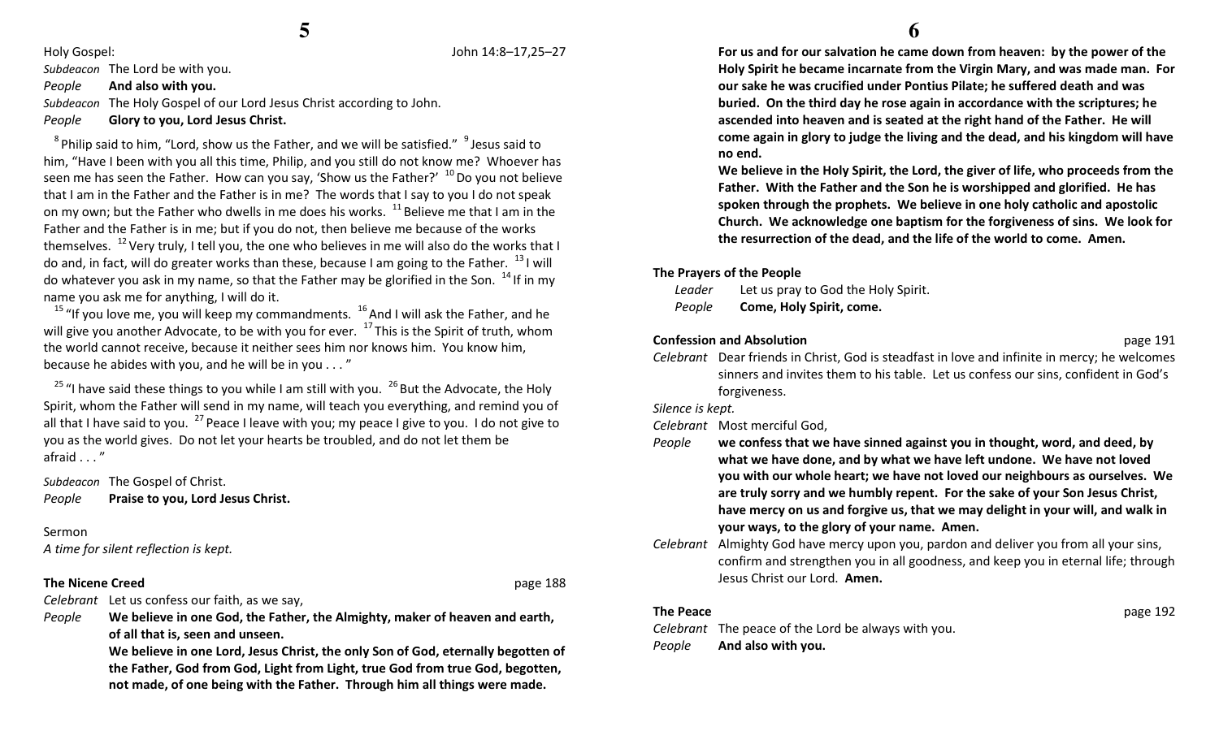Holy Gospel: John 14:8–17,25–27

*Subdeacon* The Lord be with you.

*People* **And also with you.**

*Subdeacon* The Holy Gospel of our Lord Jesus Christ according to John.

*People* **Glory to you, Lord Jesus Christ.**

[8] Philip said to him, "Lord, show us the Father, and we will be satisfied." [9] Jesus said to him, "Have I been with you all this time, Philip, and you still do not know me? Whoever has seen me has seen the Father. How can you say, 'Show us the Father?' [10] Do you not believe that I am in the Father and the Father is in me? The words that I say to you I do not speak on my own; but the Father who dwells in me does his works. [11] Believe me that I am in the Father and the Father is in me; but if you do not, then believe me because of the works themselves. [12] Very truly, I tell you, the one who believes in me will also do the works that I do and, in fact, will do greater works than these, because I am going to the Father. [13] I will do whatever you ask in my name, so that the Father may be glorified in the Son. [14] If in my name you ask me for anything, I will do it.

[15] "If you love me, you will keep my commandments. [16] And I will ask the Father, and he will give you another Advocate, to be with you for ever. [17] This is the Spirit of truth, whom the world cannot receive, because it neither sees him nor knows him. You know him, because he abides with you, and he will be in you . . . "

[25] "I have said these things to you while I am still with you. [26] But the Advocate, the Holy Spirit, whom the Father will send in my name, will teach you everything, and remind you of all that I have said to you. [27] Peace I leave with you; my peace I give to you. I do not give to you as the world gives. Do not let your hearts be troubled, and do not let them be afraid . . . "

*Subdeacon* The Gospel of Christ.

*People* **Praise to you, Lord Jesus Christ.**

Sermon

*A time for silent reflection is kept.*

**The Nicene Creed** page 188

*Celebrant* Let us confess our faith, as we say,

*People* **We believe in one God, the Father, the Almighty, maker of heaven and earth, of all that is, seen and unseen.**
**We believe in one Lord, Jesus Christ, the only Son of God, eternally begotten of the Father, God from God, Light from Light, true God from true God, begotten, not made, of one being with the Father. Through him all things were made. For us and for our salvation he came down from heaven: by the power of the Holy Spirit he became incarnate from the Virgin Mary, and was made man. For our sake he was crucified under Pontius Pilate; he suffered death and was buried. On the third day he rose again in accordance with the scriptures; he ascended into heaven and is seated at the right hand of the Father. He will come again in glory to judge the living and the dead, and his kingdom will have no end.**
**We believe in the Holy Spirit, the Lord, the giver of life, who proceeds from the Father. With the Father and the Son he is worshipped and glorified. He has spoken through the prophets. We believe in one holy catholic and apostolic Church. We acknowledge one baptism for the forgiveness of sins. We look for the resurrection of the dead, and the life of the world to come. Amen.**

**The Prayers of the People**

*Leader* Let us pray to God the Holy Spirit.

*People* **Come, Holy Spirit, come.**

**Confession and Absolution** page 191

*Celebrant* Dear friends in Christ, God is steadfast in love and infinite in mercy; he welcomes sinners and invites them to his table. Let us confess our sins, confident in God's forgiveness.

*Silence is kept.*

*Celebrant* Most merciful God,

*People* **we confess that we have sinned against you in thought, word, and deed, by what we have done, and by what we have left undone. We have not loved you with our whole heart; we have not loved our neighbours as ourselves. We are truly sorry and we humbly repent. For the sake of your Son Jesus Christ, have mercy on us and forgive us, that we may delight in your will, and walk in your ways, to the glory of your name. Amen.**

*Celebrant* Almighty God have mercy upon you, pardon and deliver you from all your sins, confirm and strengthen you in all goodness, and keep you in eternal life; through Jesus Christ our Lord. **Amen.**

**The Peace** page 192

*Celebrant* The peace of the Lord be always with you.

*People* **And also with you.**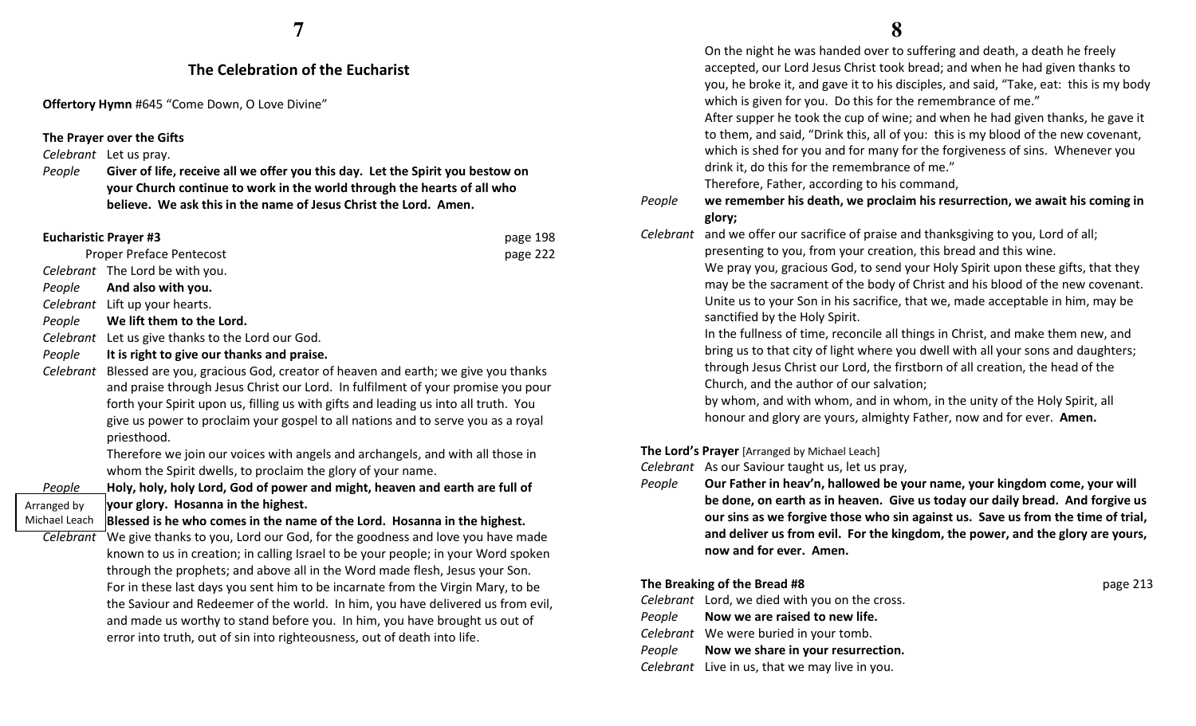## The Celebration of the Eucharist

**Offertory Hymn** #645 "Come Down, O Love Divine"

**The Prayer over the Gifts**

*Celebrant* Let us pray.

*People* **Giver of life, receive all we offer you this day. Let the Spirit you bestow on your Church continue to work in the world through the hearts of all who believe. We ask this in the name of Jesus Christ the Lord. Amen.**

**Eucharistic Prayer #3** page 198

Proper Preface Pentecost page 222

*Celebrant* The Lord be with you.

*People* **And also with you.**

*Celebrant* Lift up your hearts.

*People* **We lift them to the Lord.**

*Celebrant* Let us give thanks to the Lord our God.

*People* **It is right to give our thanks and praise.**

*Celebrant* Blessed are you, gracious God, creator of heaven and earth; we give you thanks and praise through Jesus Christ our Lord. In fulfilment of your promise you pour forth your Spirit upon us, filling us with gifts and leading us into all truth. You give us power to proclaim your gospel to all nations and to serve you as a royal priesthood.

Therefore we join our voices with angels and archangels, and with all those in whom the Spirit dwells, to proclaim the glory of your name.

*People* **Holy, holy, holy Lord, God of power and might, heaven and earth are full of your glory. Hosanna in the highest.**

Arranged by Michael Leach

**Blessed is he who comes in the name of the Lord. Hosanna in the highest.**

*Celebrant* We give thanks to you, Lord our God, for the goodness and love you have made known to us in creation; in calling Israel to be your people; in your Word spoken through the prophets; and above all in the Word made flesh, Jesus your Son. For in these last days you sent him to be incarnate from the Virgin Mary, to be the Saviour and Redeemer of the world. In him, you have delivered us from evil, and made us worthy to stand before you. In him, you have brought us out of error into truth, out of sin into righteousness, out of death into life.

On the night he was handed over to suffering and death, a death he freely accepted, our Lord Jesus Christ took bread; and when he had given thanks to you, he broke it, and gave it to his disciples, and said, "Take, eat: this is my body which is given for you. Do this for the remembrance of me."

After supper he took the cup of wine; and when he had given thanks, he gave it to them, and said, "Drink this, all of you: this is my blood of the new covenant, which is shed for you and for many for the forgiveness of sins. Whenever you drink it, do this for the remembrance of me."

Therefore, Father, according to his command,

*People* **we remember his death, we proclaim his resurrection, we await his coming in glory;**

*Celebrant* and we offer our sacrifice of praise and thanksgiving to you, Lord of all; presenting to you, from your creation, this bread and this wine.

We pray you, gracious God, to send your Holy Spirit upon these gifts, that they may be the sacrament of the body of Christ and his blood of the new covenant. Unite us to your Son in his sacrifice, that we, made acceptable in him, may be sanctified by the Holy Spirit.

In the fullness of time, reconcile all things in Christ, and make them new, and bring us to that city of light where you dwell with all your sons and daughters; through Jesus Christ our Lord, the firstborn of all creation, the head of the Church, and the author of our salvation;

by whom, and with whom, and in whom, in the unity of the Holy Spirit, all honour and glory are yours, almighty Father, now and for ever. **Amen.**

**The Lord's Prayer** [Arranged by Michael Leach]

*Celebrant* As our Saviour taught us, let us pray,

*People* **Our Father in heav'n, hallowed be your name, your kingdom come, your will be done, on earth as in heaven. Give us today our daily bread. And forgive us our sins as we forgive those who sin against us. Save us from the time of trial, and deliver us from evil. For the kingdom, the power, and the glory are yours, now and for ever. Amen.**

**The Breaking of the Bread #8** page 213

*Celebrant* Lord, we died with you on the cross.

*People* **Now we are raised to new life.**

*Celebrant* We were buried in your tomb.

*People* **Now we share in your resurrection.**

*Celebrant* Live in us, that we may live in you.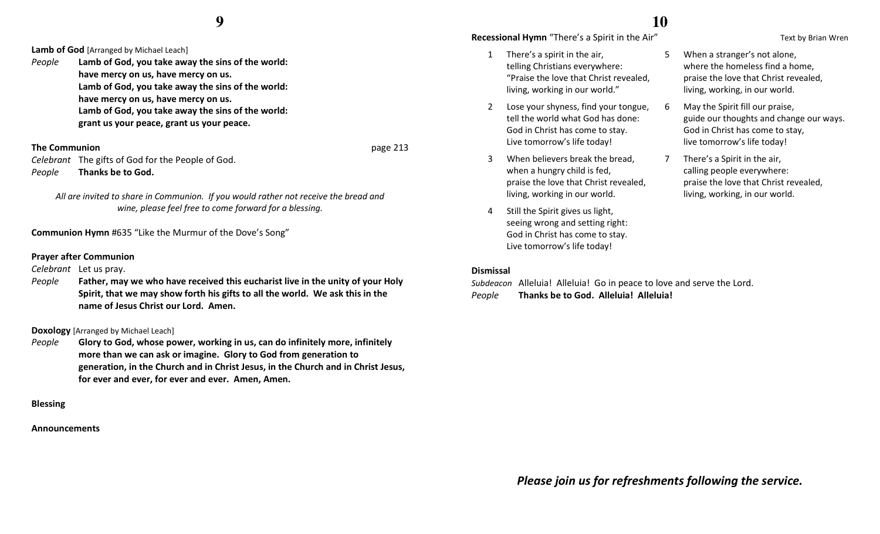**Lamb of God** [Arranged by Michael Leach]

*People* **Lamb of God, you take away the sins of the world:
have mercy on us, have mercy on us.
Lamb of God, you take away the sins of the world:
have mercy on us, have mercy on us.
Lamb of God, you take away the sins of the world:
grant us your peace, grant us your peace.**

**The Communion** page 213

*Celebrant* The gifts of God for the People of God.
*People* **Thanks be to God.**

*All are invited to share in Communion. If you would rather not receive the bread and wine, please feel free to come forward for a blessing.*

**Communion Hymn** #635 "Like the Murmur of the Dove's Song"

**Prayer after Communion**

*Celebrant* Let us pray.
*People* **Father, may we who have received this eucharist live in the unity of your Holy Spirit, that we may show forth his gifts to all the world. We ask this in the name of Jesus Christ our Lord. Amen.**

**Doxology** [Arranged by Michael Leach]

*People* **Glory to God, whose power, working in us, can do infinitely more, infinitely more than we can ask or imagine. Glory to God from generation to generation, in the Church and in Christ Jesus, in the Church and in Christ Jesus, for ever and ever, for ever and ever. Amen, Amen.**

**Blessing**

**Announcements**

**Recessional Hymn** "There's a Spirit in the Air" Text by Brian Wren

1 There's a spirit in the air,
telling Christians everywhere:
"Praise the love that Christ revealed,
living, working in our world."

2 Lose your shyness, find your tongue,
tell the world what God has done:
God in Christ has come to stay.
Live tomorrow's life today!

3 When believers break the bread,
when a hungry child is fed,
praise the love that Christ revealed,
living, working in our world.

4 Still the Spirit gives us light,
seeing wrong and setting right:
God in Christ has come to stay.
Live tomorrow's life today!

5 When a stranger's not alone,
where the homeless find a home,
praise the love that Christ revealed,
living, working, in our world.

6 May the Spirit fill our praise,
guide our thoughts and change our ways.
God in Christ has come to stay,
live tomorrow's life today!

7 There's a Spirit in the air,
calling people everywhere:
praise the love that Christ revealed,
living, working, in our world.

**Dismissal**

*Subdeacon* Alleluia! Alleluia! Go in peace to love and serve the Lord.
*People* **Thanks be to God. Alleluia! Alleluia!**

***Please join us for refreshments following the service.***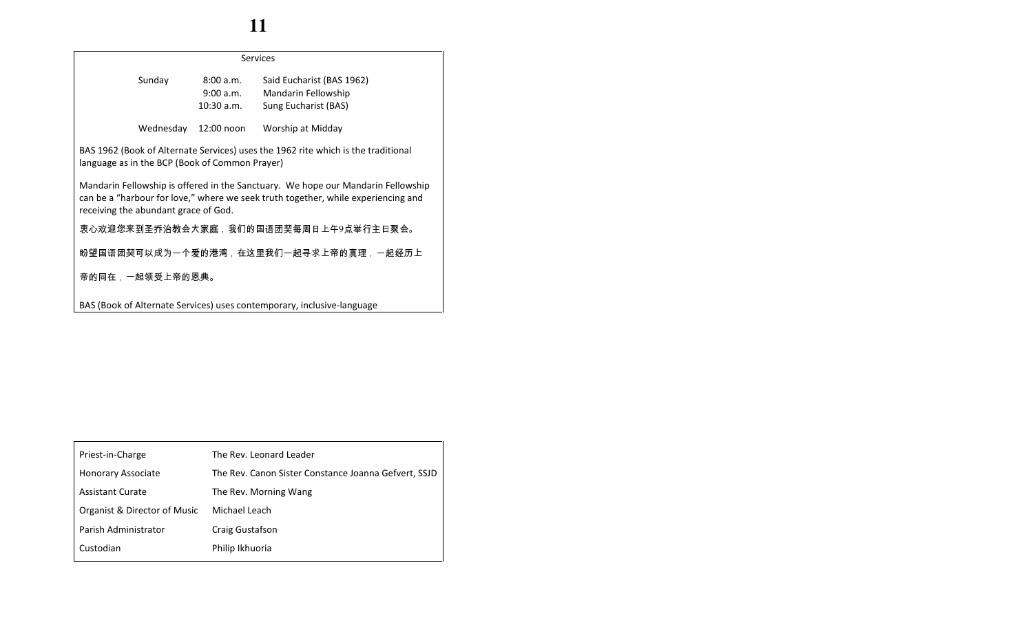## Services

| | | |
|---|---|---|
| Sunday | 8:00 a.m. | Said Eucharist (BAS 1962) |
| | 9:00 a.m. | Mandarin Fellowship |
| | 10:30 a.m. | Sung Eucharist (BAS) |
| Wednesday | 12:00 noon | Worship at Midday |

BAS 1962 (Book of Alternate Services) uses the 1962 rite which is the traditional language as in the BCP (Book of Common Prayer)

Mandarin Fellowship is offered in the Sanctuary. We hope our Mandarin Fellowship can be a "harbour for love," where we seek truth together, while experiencing and receiving the abundant grace of God.

衷心欢迎您来到圣乔治教会大家庭，我们的国语团契每周日上午9点举行主日聚会。

盼望国语团契可以成为一个爱的港湾，在这里我们一起寻求上帝的真理，一起经历上帝的同在，一起领受上帝的恩典。

BAS (Book of Alternate Services) uses contemporary, inclusive-language

| | |
|---|---|
| Priest-in-Charge | The Rev. Leonard Leader |
| Honorary Associate | The Rev. Canon Sister Constance Joanna Gefvert, SSJD |
| Assistant Curate | The Rev. Morning Wang |
| Organist & Director of Music | Michael Leach |
| Parish Administrator | Craig Gustafson |
| Custodian | Philip Ikhuoria |